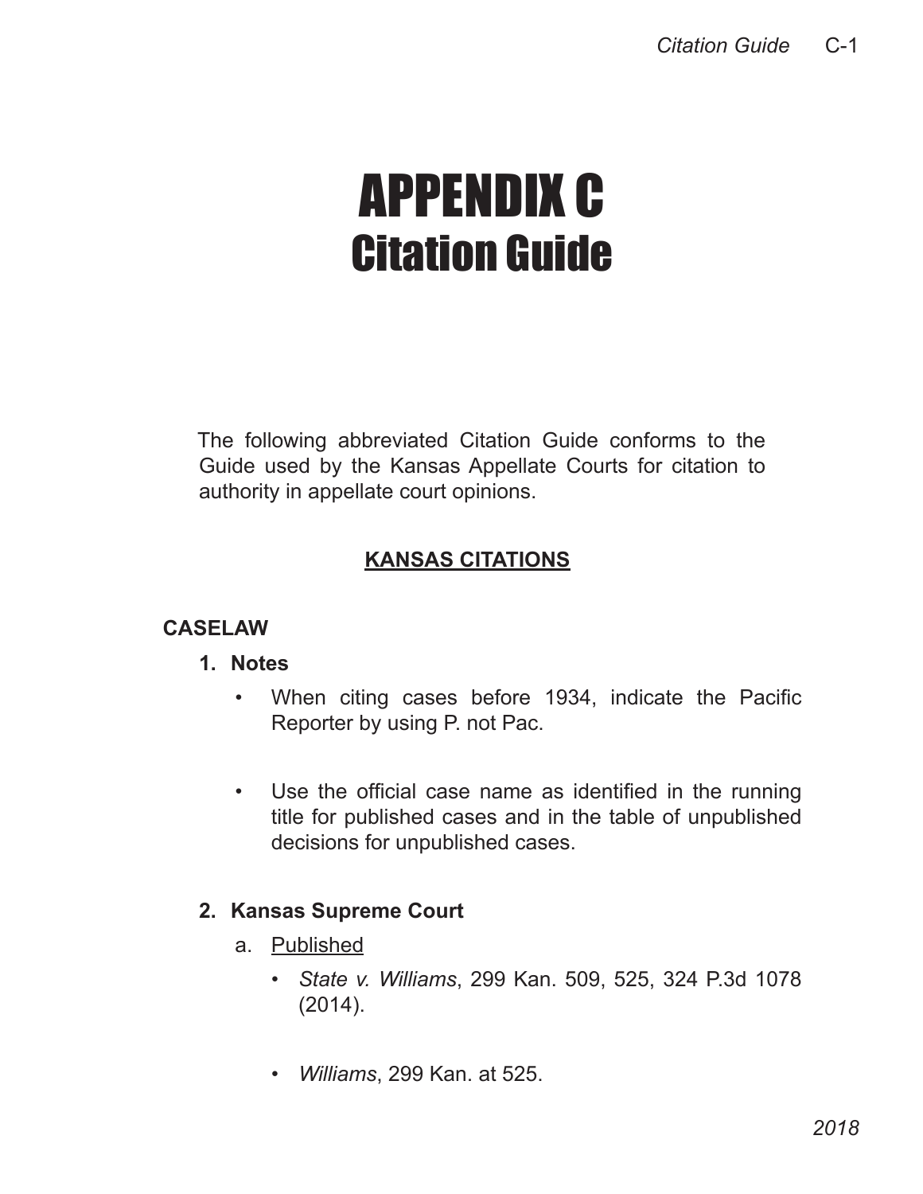# APPENDIX C
## Citation Guide

The following abbreviated Citation Guide conforms to the Guide used by the Kansas Appellate Courts for citation to authority in appellate court opinions.

**KANSAS CITATIONS**

**CASELAW**

1. **Notes**
   - When citing cases before 1934, indicate the Pacific Reporter by using P. not Pac.
   - Use the official case name as identified in the running title for published cases and in the table of unpublished decisions for unpublished cases.

2. **Kansas Supreme Court**
   a. Published
      - *State v. Williams*, 299 Kan. 509, 525, 324 P.3d 1078 (2014).
      - *Williams*, 299 Kan. at 525.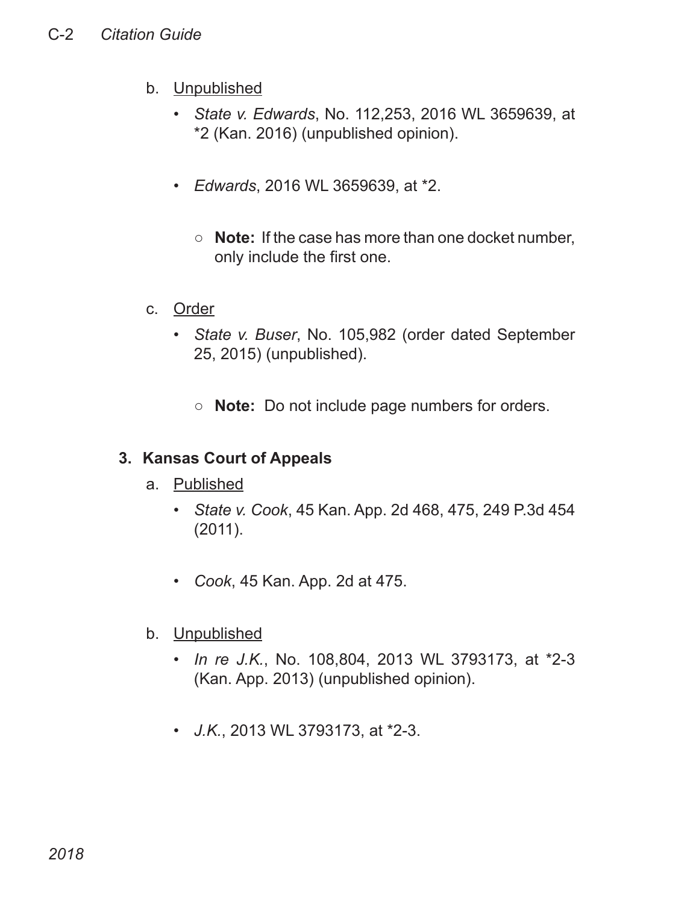b. <u>Unpublished</u>

- *State v. Edwards*, No. 112,253, 2016 WL 3659639, at *2 (Kan. 2016) (unpublished opinion).

- *Edwards*, 2016 WL 3659639, at *2.

    - **Note:** If the case has more than one docket number, only include the first one.

c. <u>Order</u>

- *State v. Buser*, No. 105,982 (order dated September 25, 2015) (unpublished).

    - **Note:** Do not include page numbers for orders.

**3. Kansas Court of Appeals**

a. <u>Published</u>

- *State v. Cook*, 45 Kan. App. 2d 468, 475, 249 P.3d 454 (2011).

- *Cook*, 45 Kan. App. 2d at 475.

b. <u>Unpublished</u>

- *In re J.K.*, No. 108,804, 2013 WL 3793173, at *2-3 (Kan. App. 2013) (unpublished opinion).

- *J.K.*, 2013 WL 3793173, at *2-3.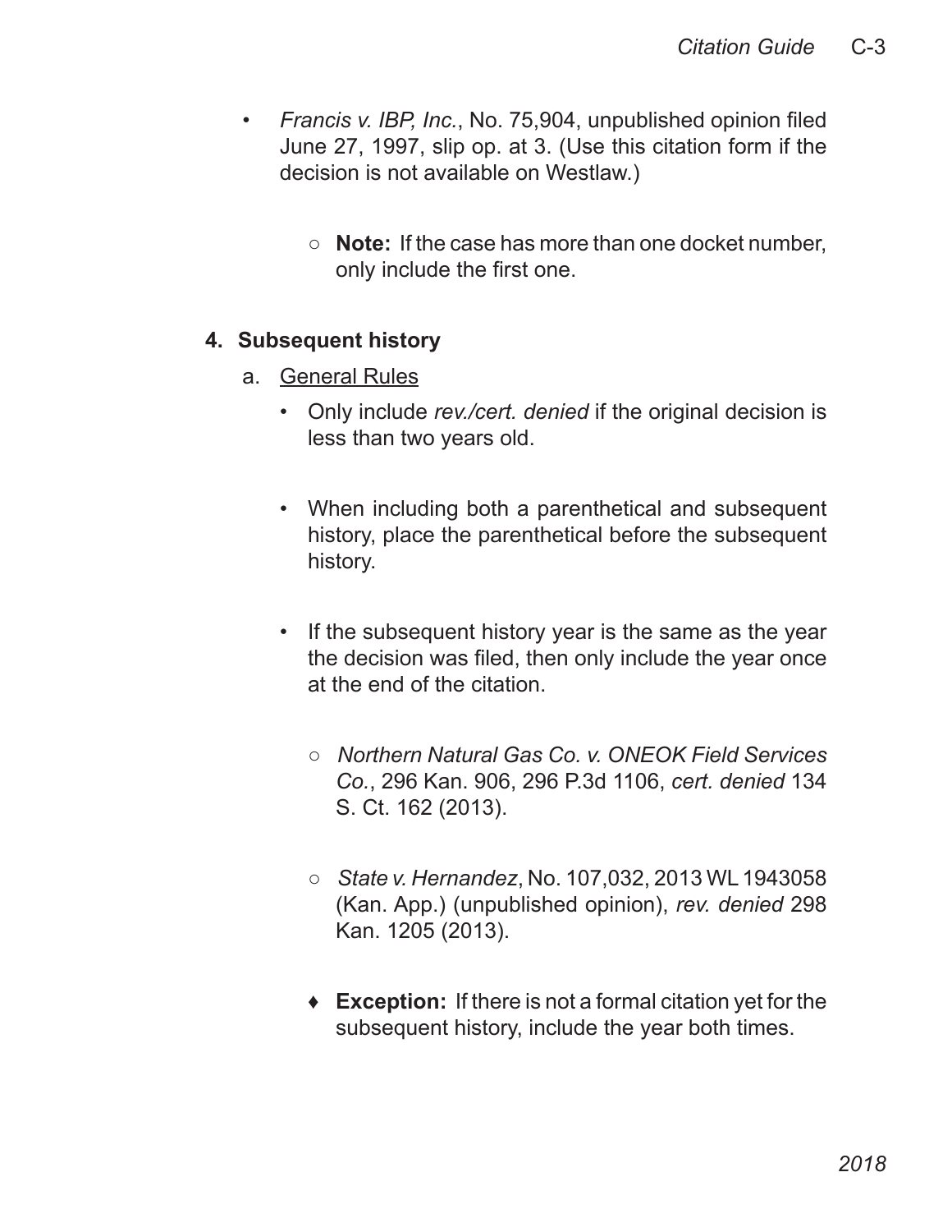- *Francis v. IBP, Inc.*, No. 75,904, unpublished opinion filed June 27, 1997, slip op. at 3. (Use this citation form if the decision is not available on Westlaw.)

    - **Note:** If the case has more than one docket number, only include the first one.

### 4. Subsequent history

a. General Rules

- Only include *rev./cert. denied* if the original decision is less than two years old.

- When including both a parenthetical and subsequent history, place the parenthetical before the subsequent history.

- If the subsequent history year is the same as the year the decision was filed, then only include the year once at the end of the citation.

    - *Northern Natural Gas Co. v. ONEOK Field Services Co.*, 296 Kan. 906, 296 P.3d 1106, *cert. denied* 134 S. Ct. 162 (2013).

    - *State v. Hernandez*, No. 107,032, 2013 WL 1943058 (Kan. App.) (unpublished opinion), *rev. denied* 298 Kan. 1205 (2013).

    - ♦ **Exception:** If there is not a formal citation yet for the subsequent history, include the year both times.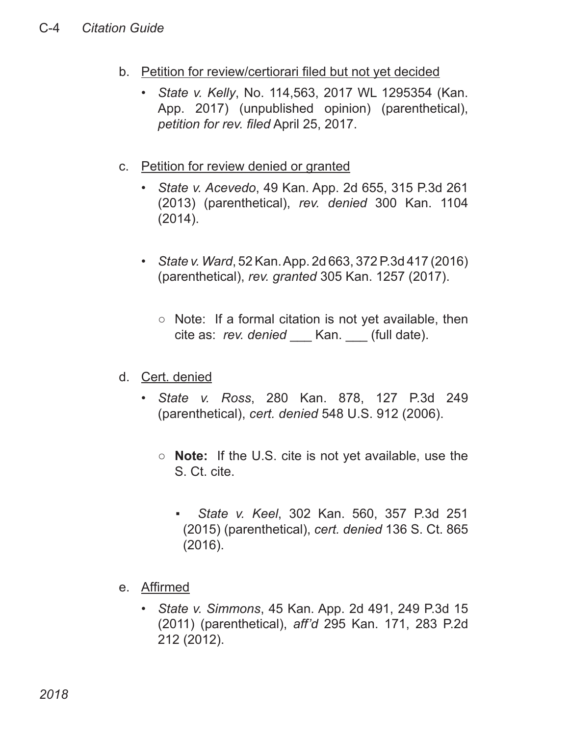b. Petition for review/certiorari filed but not yet decided

- *State v. Kelly*, No. 114,563, 2017 WL 1295354 (Kan. App. 2017) (unpublished opinion) (parenthetical), *petition for rev. filed* April 25, 2017.

c. Petition for review denied or granted

- *State v. Acevedo*, 49 Kan. App. 2d 655, 315 P.3d 261 (2013) (parenthetical), *rev. denied* 300 Kan. 1104 (2014).

- *State v. Ward*, 52 Kan. App. 2d 663, 372 P.3d 417 (2016) (parenthetical), *rev. granted* 305 Kan. 1257 (2017).

  - Note: If a formal citation is not yet available, then cite as: *rev. denied* ___ Kan. ___ (full date).

d. Cert. denied

- *State v. Ross*, 280 Kan. 878, 127 P.3d 249 (parenthetical), *cert. denied* 548 U.S. 912 (2006).

  - **Note:** If the U.S. cite is not yet available, use the S. Ct. cite.

    - *State v. Keel*, 302 Kan. 560, 357 P.3d 251 (2015) (parenthetical), *cert. denied* 136 S. Ct. 865 (2016).

e. Affirmed

- *State v. Simmons*, 45 Kan. App. 2d 491, 249 P.3d 15 (2011) (parenthetical), *aff'd* 295 Kan. 171, 283 P.2d 212 (2012).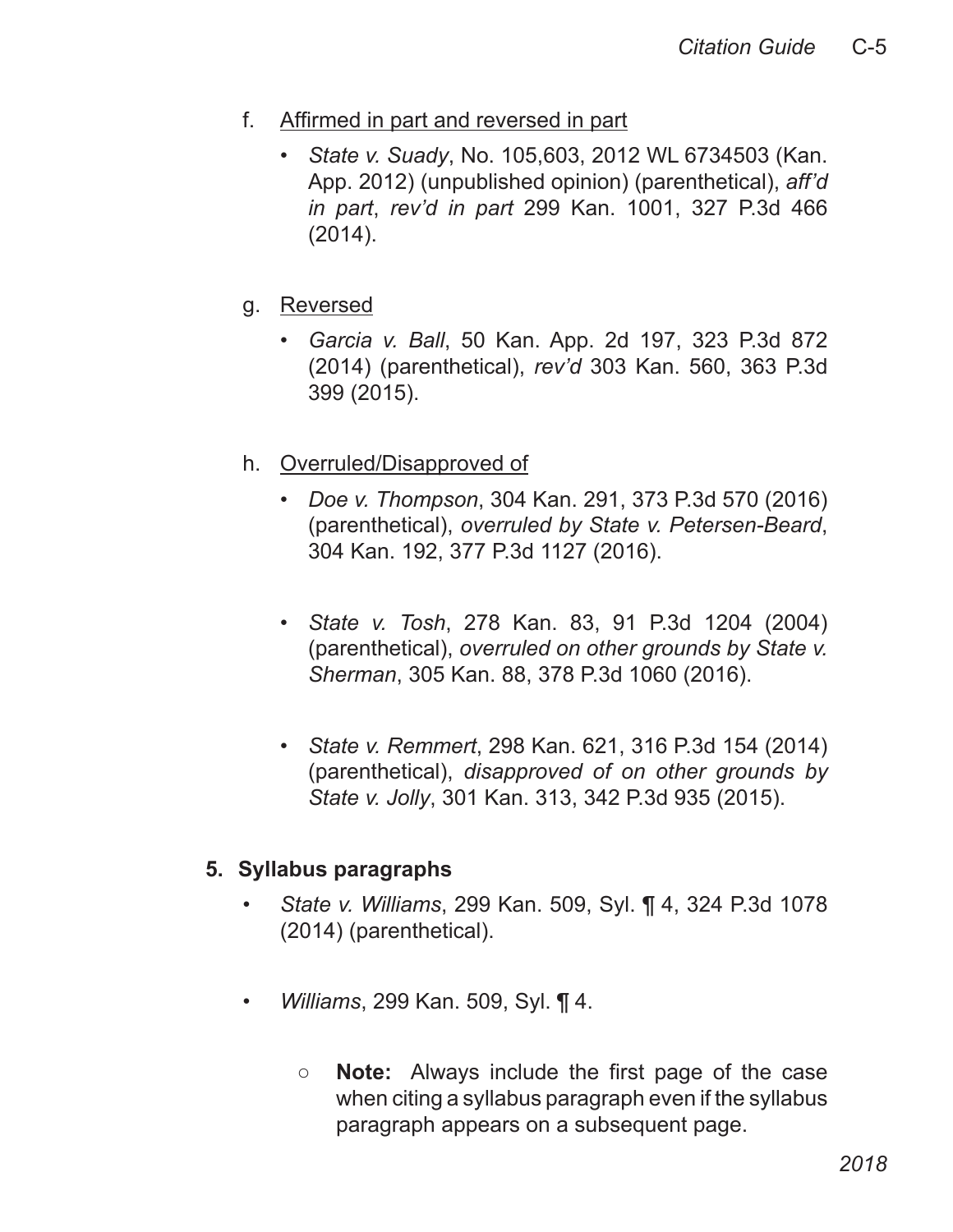f. Affirmed in part and reversed in part

- *State v. Suady*, No. 105,603, 2012 WL 6734503 (Kan. App. 2012) (unpublished opinion) (parenthetical), *aff'd in part*, *rev'd in part* 299 Kan. 1001, 327 P.3d 466 (2014).

g. Reversed

- *Garcia v. Ball*, 50 Kan. App. 2d 197, 323 P.3d 872 (2014) (parenthetical), *rev'd* 303 Kan. 560, 363 P.3d 399 (2015).

h. Overruled/Disapproved of

- *Doe v. Thompson*, 304 Kan. 291, 373 P.3d 570 (2016) (parenthetical), *overruled by State v. Petersen-Beard*, 304 Kan. 192, 377 P.3d 1127 (2016).

- *State v. Tosh*, 278 Kan. 83, 91 P.3d 1204 (2004) (parenthetical), *overruled on other grounds by State v. Sherman*, 305 Kan. 88, 378 P.3d 1060 (2016).

- *State v. Remmert*, 298 Kan. 621, 316 P.3d 154 (2014) (parenthetical), *disapproved of on other grounds by State v. Jolly*, 301 Kan. 313, 342 P.3d 935 (2015).

**5. Syllabus paragraphs**

- *State v. Williams*, 299 Kan. 509, Syl. ¶ 4, 324 P.3d 1078 (2014) (parenthetical).

- *Williams*, 299 Kan. 509, Syl. ¶ 4.

    - **Note:** Always include the first page of the case when citing a syllabus paragraph even if the syllabus paragraph appears on a subsequent page.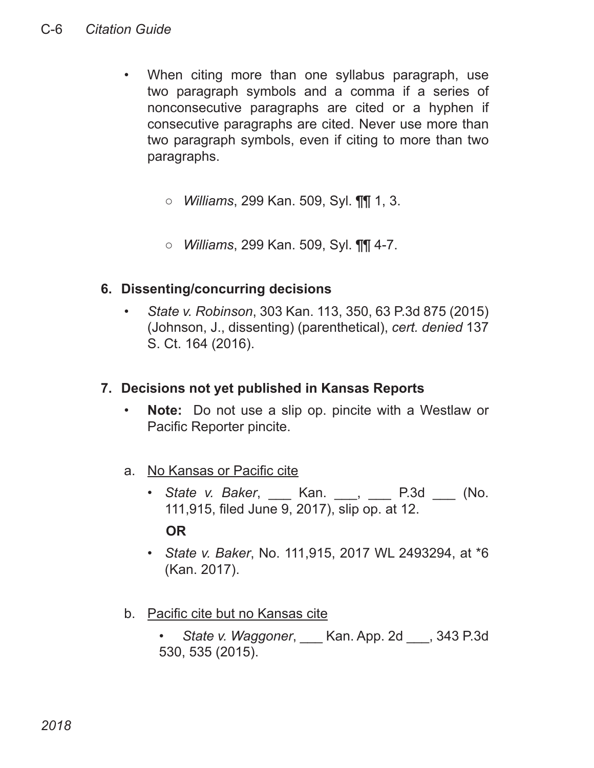- When citing more than one syllabus paragraph, use two paragraph symbols and a comma if a series of nonconsecutive paragraphs are cited or a hyphen if consecutive paragraphs are cited. Never use more than two paragraph symbols, even if citing to more than two paragraphs.

  - *Williams*, 299 Kan. 509, Syl. **¶¶** 1, 3.

  - *Williams*, 299 Kan. 509, Syl. **¶¶** 4-7.

**6. Dissenting/concurring decisions**

- *State v. Robinson*, 303 Kan. 113, 350, 63 P.3d 875 (2015) (Johnson, J., dissenting) (parenthetical), *cert. denied* 137 S. Ct. 164 (2016).

**7. Decisions not yet published in Kansas Reports**

- **Note:** Do not use a slip op. pincite with a Westlaw or Pacific Reporter pincite.

a. <u>No Kansas or Pacific cite</u>

- *State v. Baker*, ___ Kan. ___, ___ P.3d ___ (No. 111,915, filed June 9, 2017), slip op. at 12.

  **OR**

- *State v. Baker*, No. 111,915, 2017 WL 2493294, at *6 (Kan. 2017).

b. <u>Pacific cite but no Kansas cite</u>

- *State v. Waggoner*, ___ Kan. App. 2d ___, 343 P.3d 530, 535 (2015).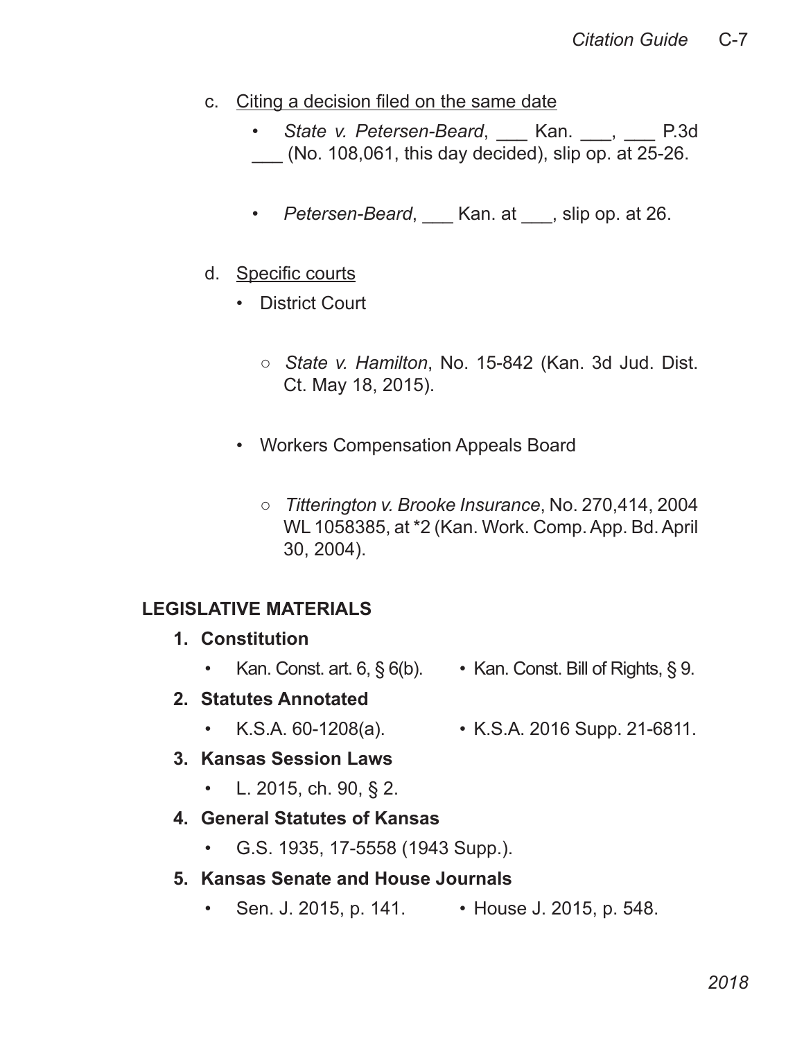c. <u>Citing a decision filed on the same date</u>

- *State v. Petersen-Beard*, ___ Kan. ___, ___ P.3d ___ (No. 108,061, this day decided), slip op. at 25-26.

- *Petersen-Beard*, ___ Kan. at ___, slip op. at 26.

d. <u>Specific courts</u>

- District Court

  - *State v. Hamilton*, No. 15-842 (Kan. 3d Jud. Dist. Ct. May 18, 2015).

- Workers Compensation Appeals Board

  - *Titterington v. Brooke Insurance*, No. 270,414, 2004 WL 1058385, at *2 (Kan. Work. Comp. App. Bd. April 30, 2004).

## LEGISLATIVE MATERIALS

**1. Constitution**

- Kan. Const. art. 6, § 6(b).
- Kan. Const. Bill of Rights, § 9.

**2. Statutes Annotated**

- K.S.A. 60-1208(a).
- K.S.A. 2016 Supp. 21-6811.

**3. Kansas Session Laws**

- L. 2015, ch. 90, § 2.

**4. General Statutes of Kansas**

- G.S. 1935, 17-5558 (1943 Supp.).

**5. Kansas Senate and House Journals**

- Sen. J. 2015, p. 141.
- House J. 2015, p. 548.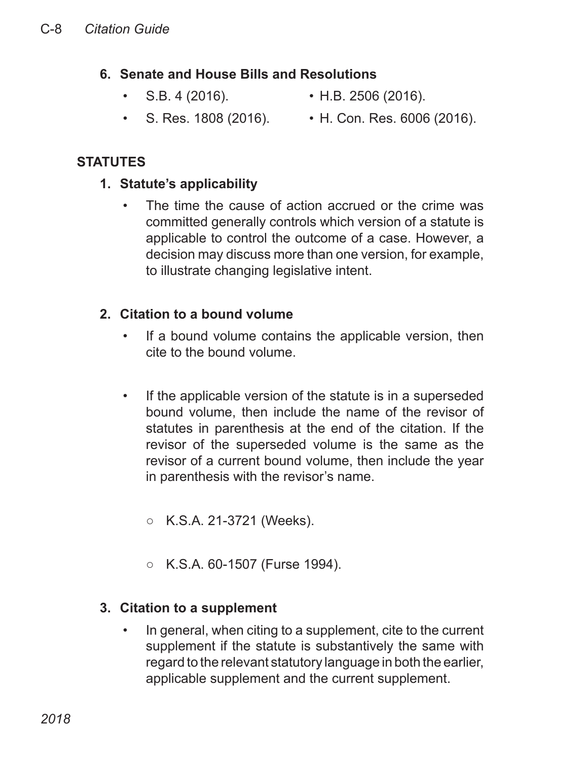6. **Senate and House Bills and Resolutions**
    - S.B. 4 (2016).
    - H.B. 2506 (2016).
    - S. Res. 1808 (2016).
    - H. Con. Res. 6006 (2016).

## STATUTES

1. **Statute's applicability**
    - The time the cause of action accrued or the crime was committed generally controls which version of a statute is applicable to control the outcome of a case. However, a decision may discuss more than one version, for example, to illustrate changing legislative intent.

2. **Citation to a bound volume**
    - If a bound volume contains the applicable version, then cite to the bound volume.
    - If the applicable version of the statute is in a superseded bound volume, then include the name of the revisor of statutes in parenthesis at the end of the citation. If the revisor of the superseded volume is the same as the revisor of a current bound volume, then include the year in parenthesis with the revisor's name.
        - K.S.A. 21-3721 (Weeks).
        - K.S.A. 60-1507 (Furse 1994).

3. **Citation to a supplement**
    - In general, when citing to a supplement, cite to the current supplement if the statute is substantively the same with regard to the relevant statutory language in both the earlier, applicable supplement and the current supplement.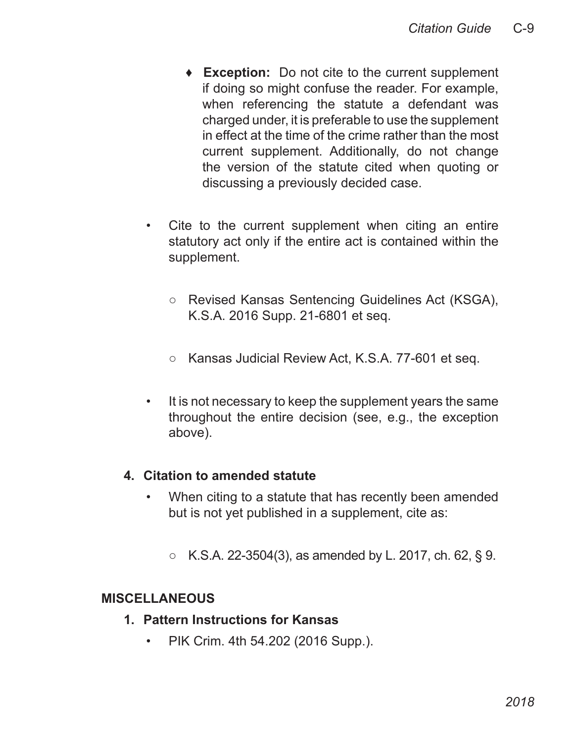- ♦ **Exception:** Do not cite to the current supplement if doing so might confuse the reader. For example, when referencing the statute a defendant was charged under, it is preferable to use the supplement in effect at the time of the crime rather than the most current supplement. Additionally, do not change the version of the statute cited when quoting or discussing a previously decided case.

- Cite to the current supplement when citing an entire statutory act only if the entire act is contained within the supplement.

  - Revised Kansas Sentencing Guidelines Act (KSGA), K.S.A. 2016 Supp. 21-6801 et seq.

  - Kansas Judicial Review Act, K.S.A. 77-601 et seq.

- It is not necessary to keep the supplement years the same throughout the entire decision (see, e.g., the exception above).

### 4. Citation to amended statute

- When citing to a statute that has recently been amended but is not yet published in a supplement, cite as:

  - K.S.A. 22-3504(3), as amended by L. 2017, ch. 62, § 9.

## MISCELLANEOUS

### 1. Pattern Instructions for Kansas

- PIK Crim. 4th 54.202 (2016 Supp.).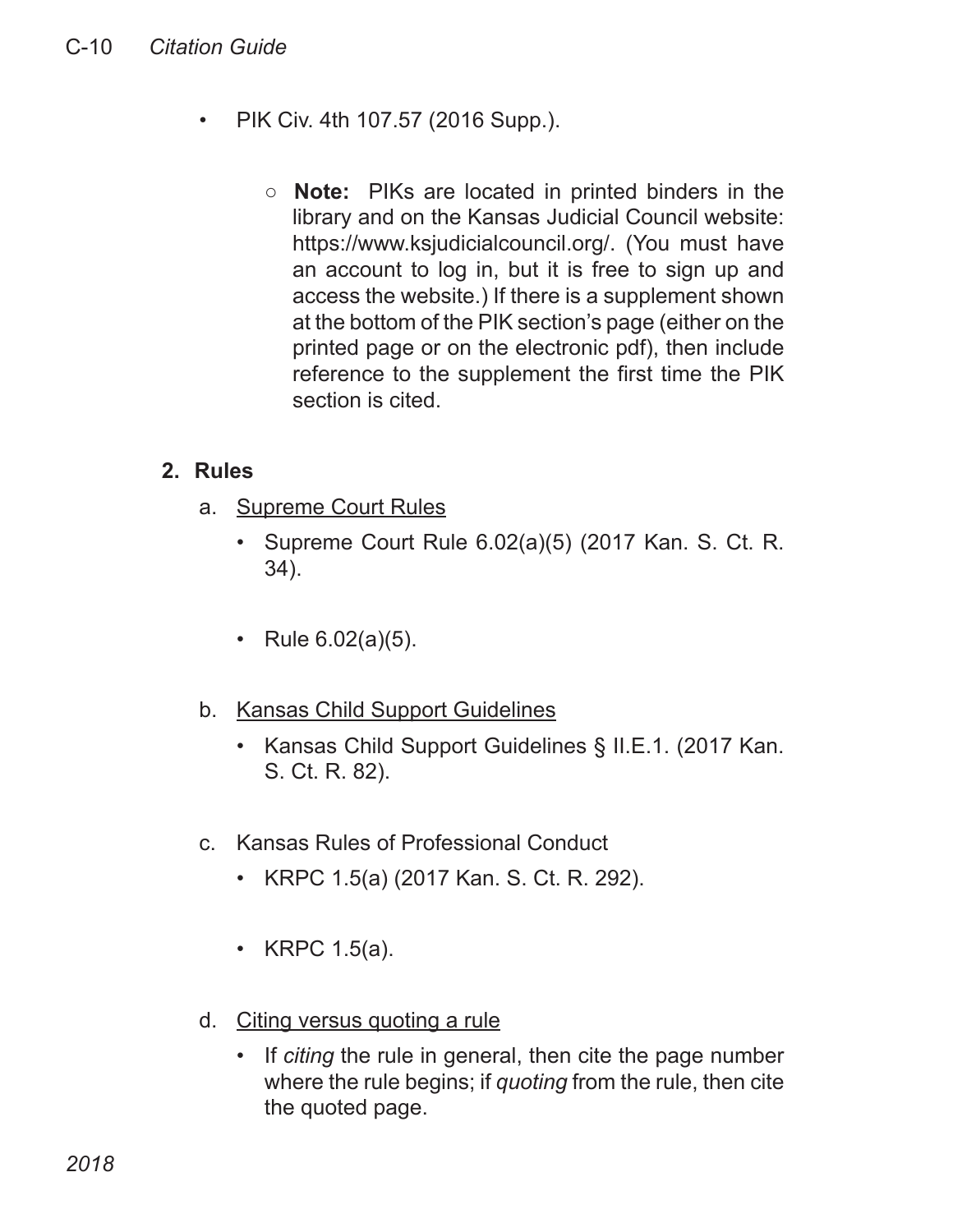- PIK Civ. 4th 107.57 (2016 Supp.).

    - **Note:** PIKs are located in printed binders in the library and on the Kansas Judicial Council website: https://www.ksjudicialcouncil.org/. (You must have an account to log in, but it is free to sign up and access the website.) If there is a supplement shown at the bottom of the PIK section's page (either on the printed page or on the electronic pdf), then include reference to the supplement the first time the PIK section is cited.

**2. Rules**

a. Supreme Court Rules

- Supreme Court Rule 6.02(a)(5) (2017 Kan. S. Ct. R. 34).

- Rule 6.02(a)(5).

b. Kansas Child Support Guidelines

- Kansas Child Support Guidelines § II.E.1. (2017 Kan. S. Ct. R. 82).

c. Kansas Rules of Professional Conduct

- KRPC 1.5(a) (2017 Kan. S. Ct. R. 292).

- KRPC 1.5(a).

d. Citing versus quoting a rule

- If *citing* the rule in general, then cite the page number where the rule begins; if *quoting* from the rule, then cite the quoted page.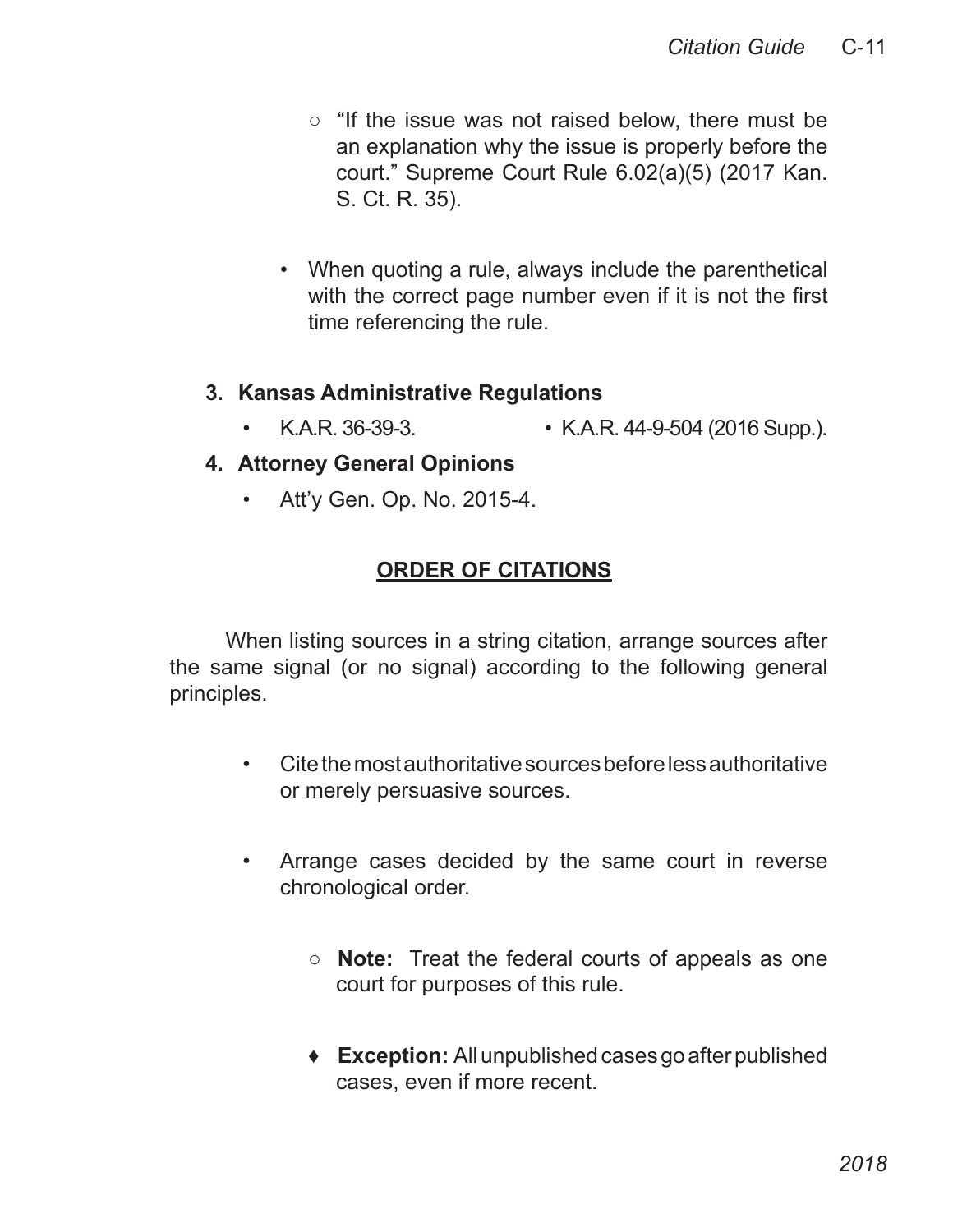- "If the issue was not raised below, there must be an explanation why the issue is properly before the court." Supreme Court Rule 6.02(a)(5) (2017 Kan. S. Ct. R. 35).

- When quoting a rule, always include the parenthetical with the correct page number even if it is not the first time referencing the rule.

**3. Kansas Administrative Regulations**

- K.A.R. 36-39-3.
- K.A.R. 44-9-504 (2016 Supp.).

**4. Attorney General Opinions**

- Att'y Gen. Op. No. 2015-4.

## ORDER OF CITATIONS

When listing sources in a string citation, arrange sources after the same signal (or no signal) according to the following general principles.

- Cite the most authoritative sources before less authoritative or merely persuasive sources.

- Arrange cases decided by the same court in reverse chronological order.

  - **Note:** Treat the federal courts of appeals as one court for purposes of this rule.

  - ♦ **Exception:** All unpublished cases go after published cases, even if more recent.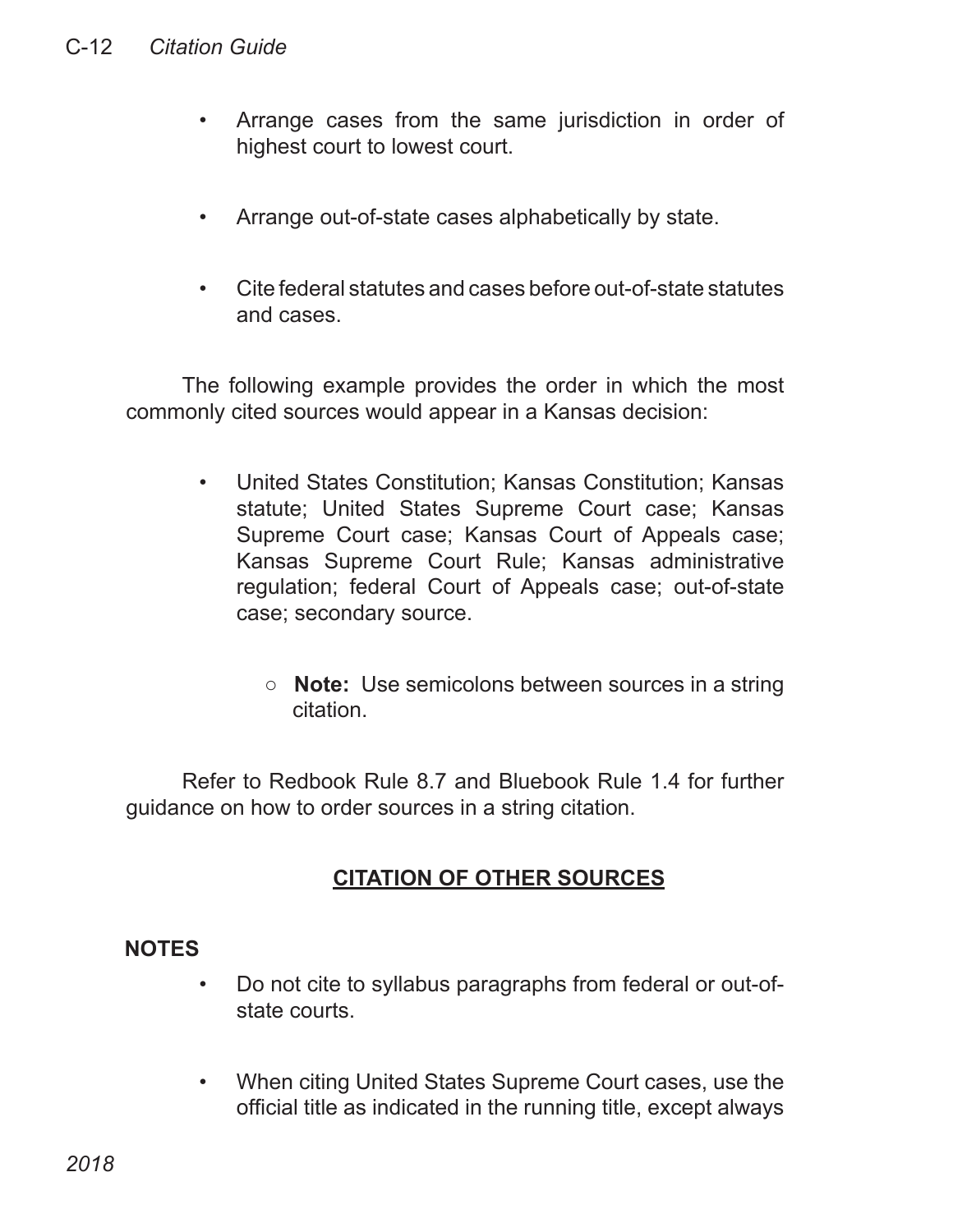- Arrange cases from the same jurisdiction in order of highest court to lowest court.

- Arrange out-of-state cases alphabetically by state.

- Cite federal statutes and cases before out-of-state statutes and cases.

The following example provides the order in which the most commonly cited sources would appear in a Kansas decision:

- United States Constitution; Kansas Constitution; Kansas statute; United States Supreme Court case; Kansas Supreme Court case; Kansas Court of Appeals case; Kansas Supreme Court Rule; Kansas administrative regulation; federal Court of Appeals case; out-of-state case; secondary source.

  - **Note:** Use semicolons between sources in a string citation.

Refer to Redbook Rule 8.7 and Bluebook Rule 1.4 for further guidance on how to order sources in a string citation.

## CITATION OF OTHER SOURCES

**NOTES**

- Do not cite to syllabus paragraphs from federal or out-of-state courts.

- When citing United States Supreme Court cases, use the official title as indicated in the running title, except always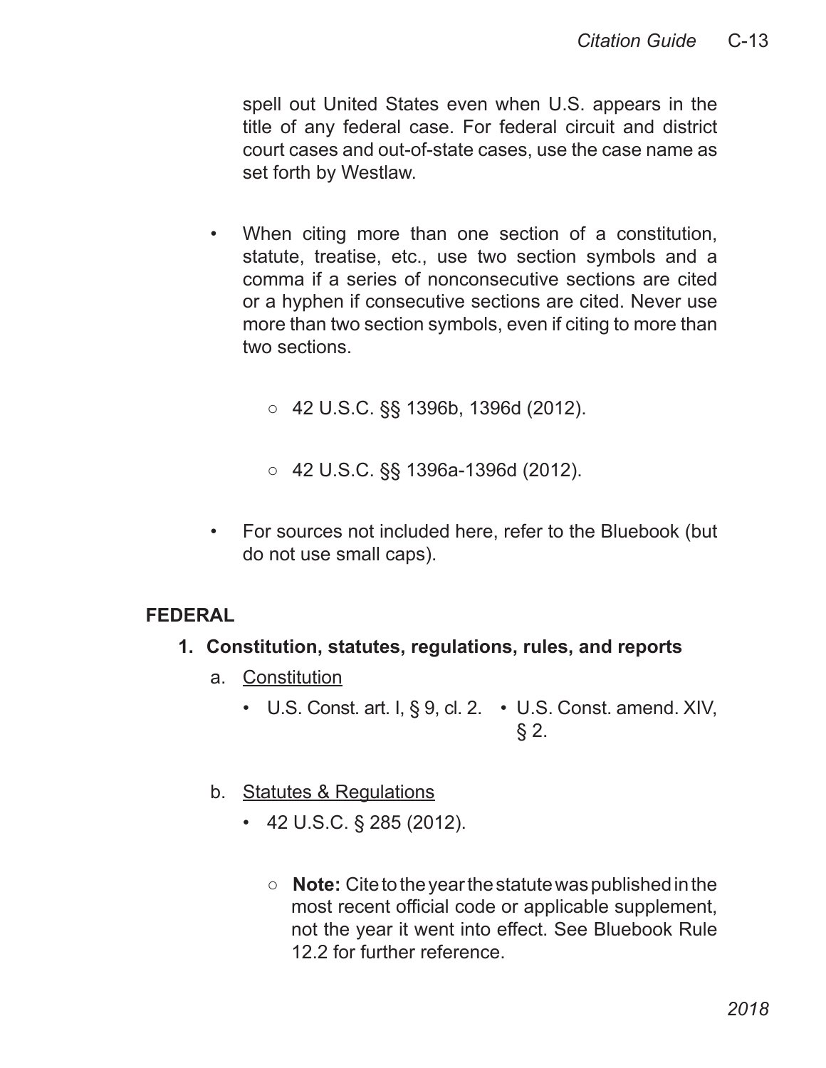spell out United States even when U.S. appears in the title of any federal case. For federal circuit and district court cases and out-of-state cases, use the case name as set forth by Westlaw.

- When citing more than one section of a constitution, statute, treatise, etc., use two section symbols and a comma if a series of nonconsecutive sections are cited or a hyphen if consecutive sections are cited. Never use more than two section symbols, even if citing to more than two sections.
    - 42 U.S.C. §§ 1396b, 1396d (2012).
    - 42 U.S.C. §§ 1396a-1396d (2012).
- For sources not included here, refer to the Bluebook (but do not use small caps).

## FEDERAL

### 1. Constitution, statutes, regulations, rules, and reports

a. Constitution

- U.S. Const. art. I, § 9, cl. 2.
- U.S. Const. amend. XIV, § 2.

b. Statutes & Regulations

- 42 U.S.C. § 285 (2012).
    - **Note:** Cite to the year the statute was published in the most recent official code or applicable supplement, not the year it went into effect. See Bluebook Rule 12.2 for further reference.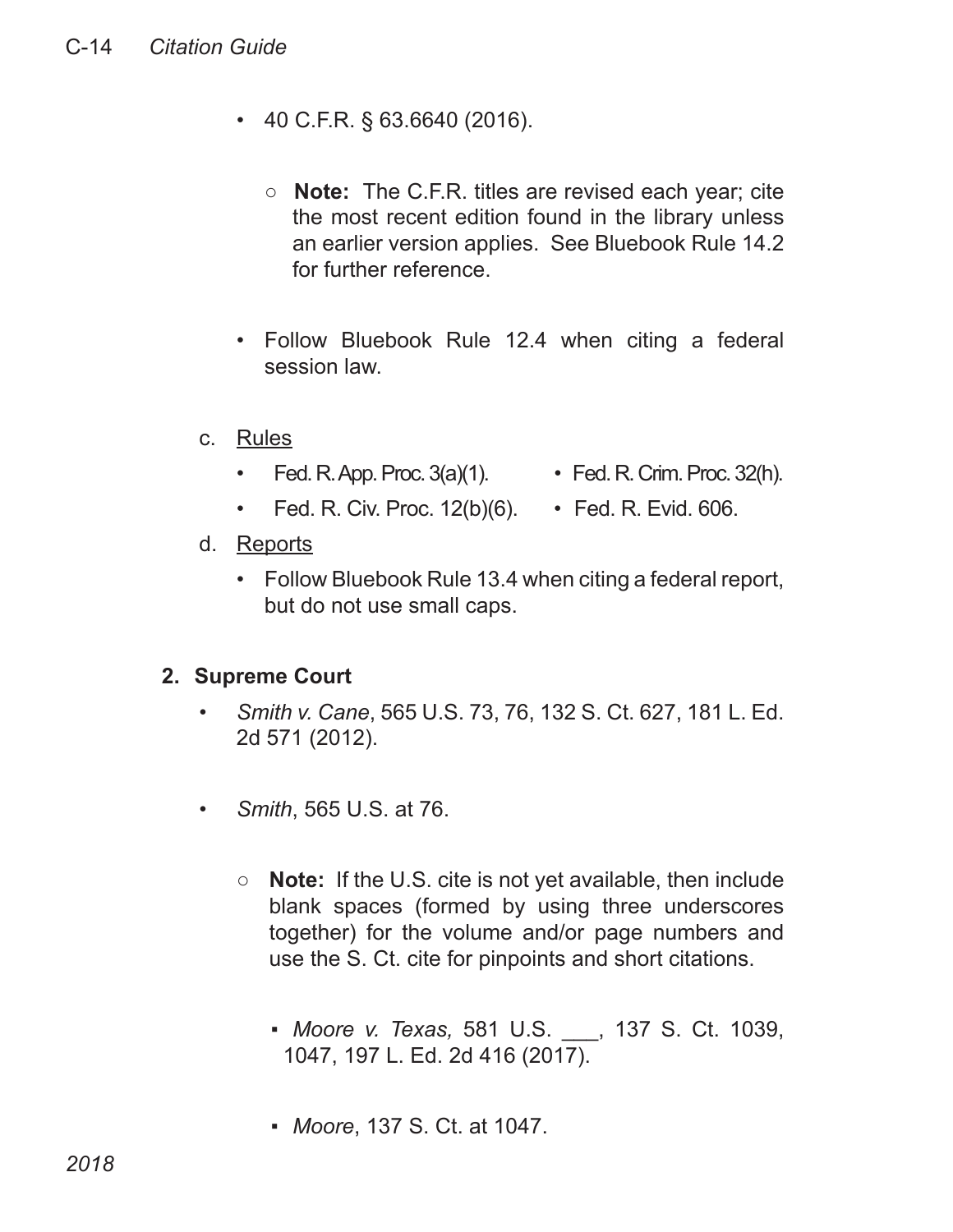- 40 C.F.R. § 63.6640 (2016).

    - **Note:** The C.F.R. titles are revised each year; cite the most recent edition found in the library unless an earlier version applies. See Bluebook Rule 14.2 for further reference.

- Follow Bluebook Rule 12.4 when citing a federal session law.

c. Rules

- Fed. R. App. Proc. 3(a)(1).
- Fed. R. Crim. Proc. 32(h).
- Fed. R. Civ. Proc. 12(b)(6).
- Fed. R. Evid. 606.

d. Reports

- Follow Bluebook Rule 13.4 when citing a federal report, but do not use small caps.

**2. Supreme Court**

- *Smith v. Cane*, 565 U.S. 73, 76, 132 S. Ct. 627, 181 L. Ed. 2d 571 (2012).

- *Smith*, 565 U.S. at 76.

    - **Note:** If the U.S. cite is not yet available, then include blank spaces (formed by using three underscores together) for the volume and/or page numbers and use the S. Ct. cite for pinpoints and short citations.

        - *Moore v. Texas,* 581 U.S. ___, 137 S. Ct. 1039, 1047, 197 L. Ed. 2d 416 (2017).

        - *Moore*, 137 S. Ct. at 1047.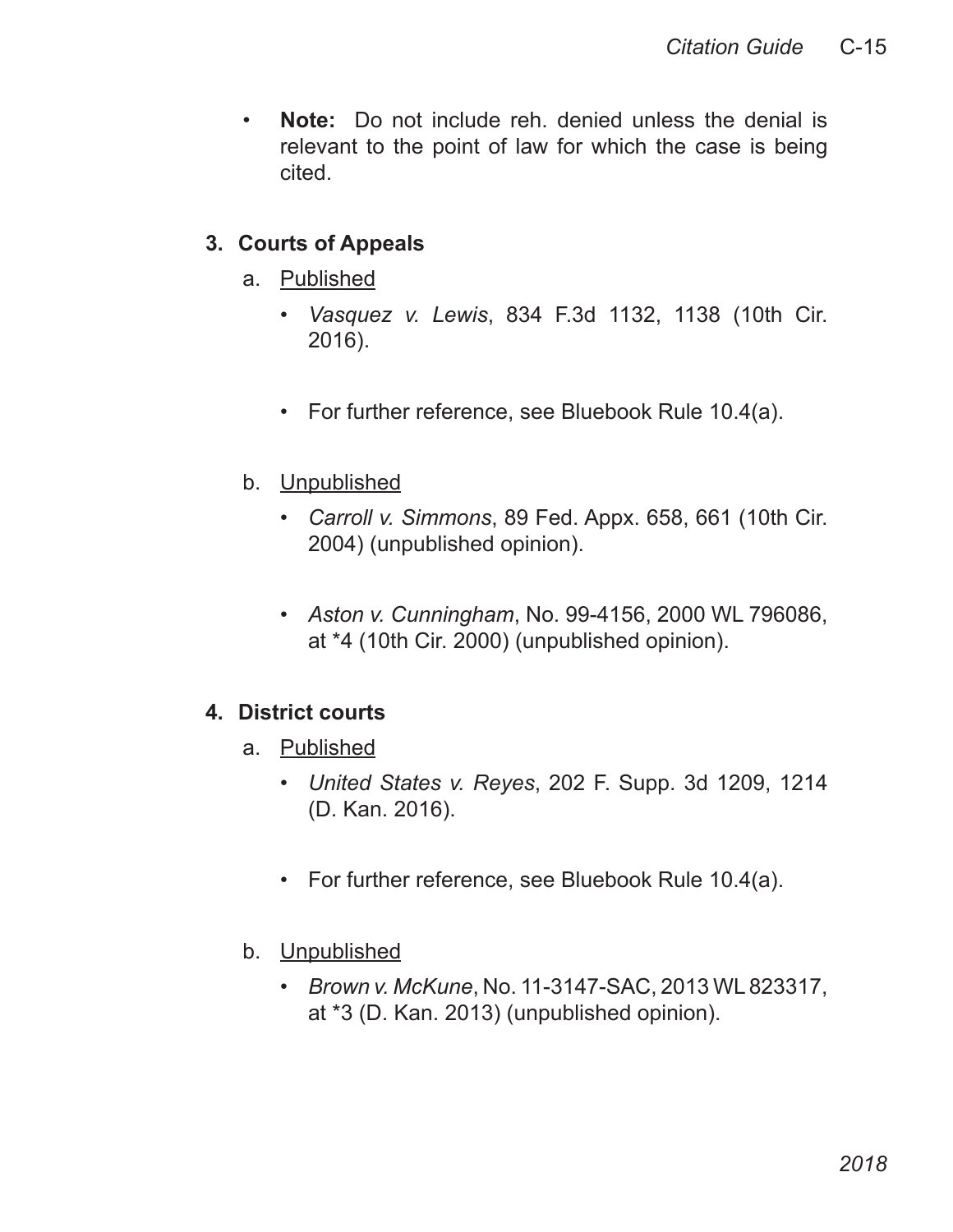- **Note:** Do not include reh. denied unless the denial is relevant to the point of law for which the case is being cited.

### 3. Courts of Appeals

a. Published

- *Vasquez v. Lewis*, 834 F.3d 1132, 1138 (10th Cir. 2016).

- For further reference, see Bluebook Rule 10.4(a).

b. Unpublished

- *Carroll v. Simmons*, 89 Fed. Appx. 658, 661 (10th Cir. 2004) (unpublished opinion).

- *Aston v. Cunningham*, No. 99-4156, 2000 WL 796086, at *4 (10th Cir. 2000) (unpublished opinion).

### 4. District courts

a. Published

- *United States v. Reyes*, 202 F. Supp. 3d 1209, 1214 (D. Kan. 2016).

- For further reference, see Bluebook Rule 10.4(a).

b. Unpublished

- *Brown v. McKune*, No. 11-3147-SAC, 2013 WL 823317, at *3 (D. Kan. 2013) (unpublished opinion).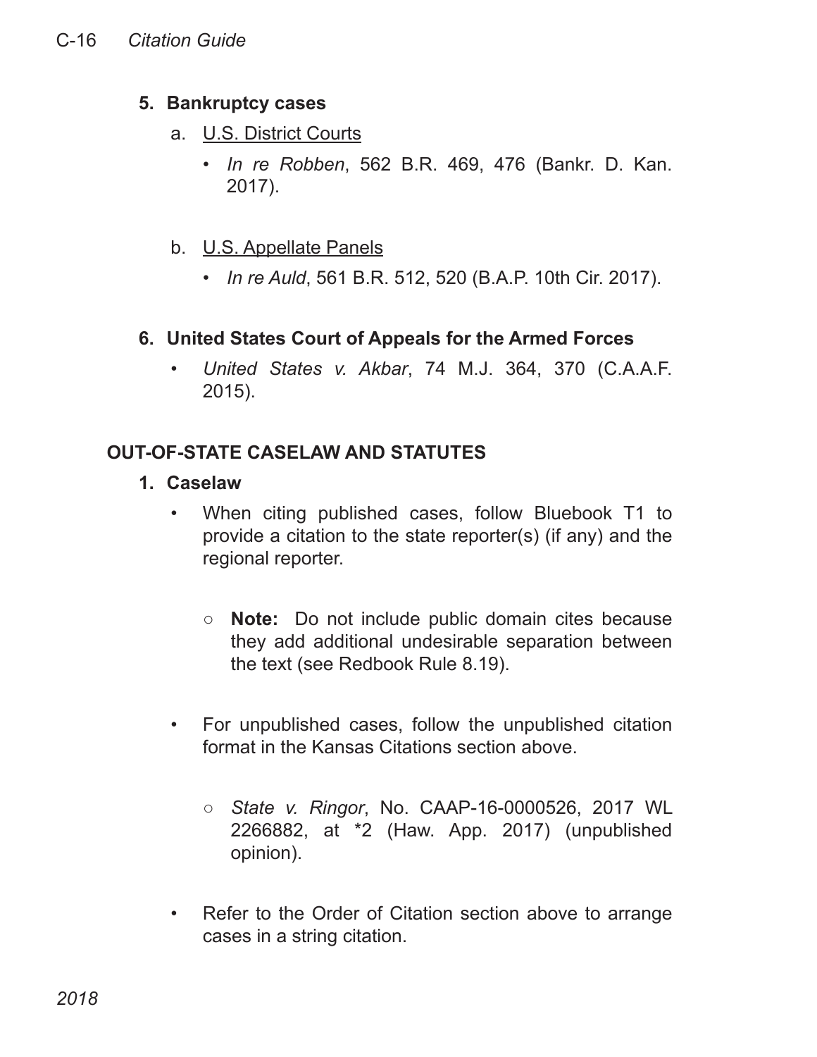### 5. Bankruptcy cases

a. U.S. District Courts

- *In re Robben*, 562 B.R. 469, 476 (Bankr. D. Kan. 2017).

b. U.S. Appellate Panels

- *In re Auld*, 561 B.R. 512, 520 (B.A.P. 10th Cir. 2017).

### 6. United States Court of Appeals for the Armed Forces

- *United States v. Akbar*, 74 M.J. 364, 370 (C.A.A.F. 2015).

## OUT-OF-STATE CASELAW AND STATUTES

### 1. Caselaw

- When citing published cases, follow Bluebook T1 to provide a citation to the state reporter(s) (if any) and the regional reporter.
  - **Note:** Do not include public domain cites because they add additional undesirable separation between the text (see Redbook Rule 8.19).
- For unpublished cases, follow the unpublished citation format in the Kansas Citations section above.
  - *State v. Ringor*, No. CAAP-16-0000526, 2017 WL 2266882, at *2 (Haw. App. 2017) (unpublished opinion).
- Refer to the Order of Citation section above to arrange cases in a string citation.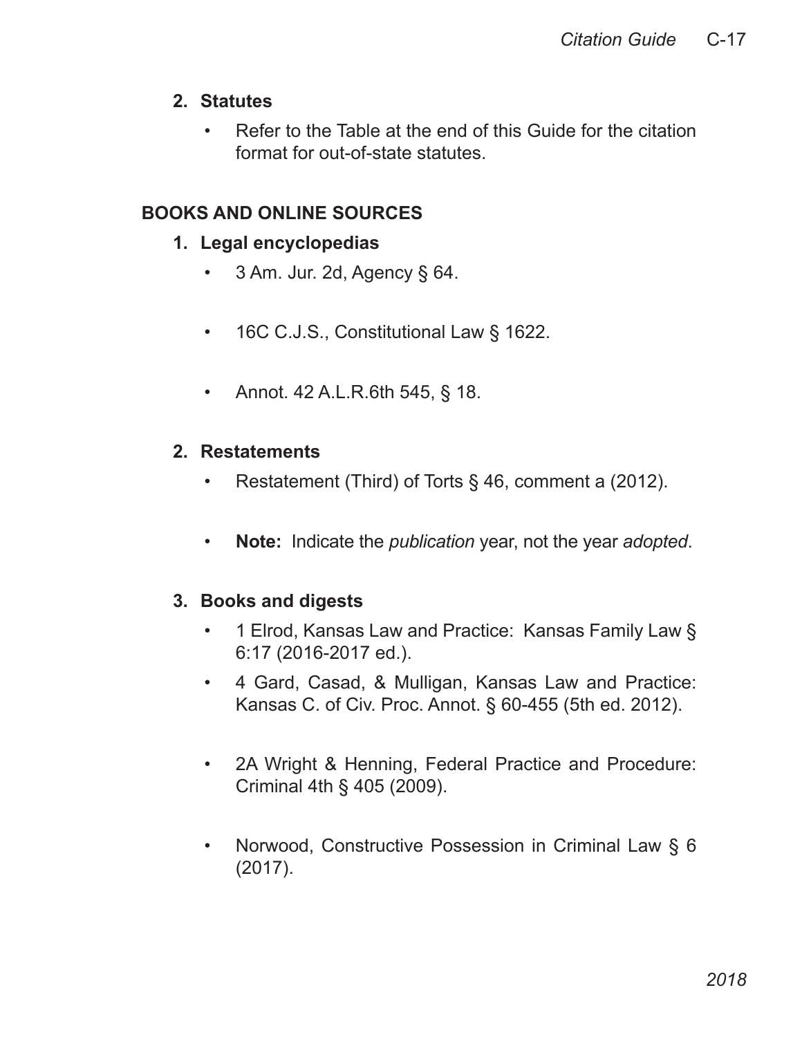**2. Statutes**

- Refer to the Table at the end of this Guide for the citation format for out-of-state statutes.

## BOOKS AND ONLINE SOURCES

**1. Legal encyclopedias**

- 3 Am. Jur. 2d, Agency § 64.

- 16C C.J.S., Constitutional Law § 1622.

- Annot. 42 A.L.R.6th 545, § 18.

**2. Restatements**

- Restatement (Third) of Torts § 46, comment a (2012).

- **Note:** Indicate the *publication* year, not the year *adopted*.

**3. Books and digests**

- 1 Elrod, Kansas Law and Practice: Kansas Family Law § 6:17 (2016-2017 ed.).
- 4 Gard, Casad, & Mulligan, Kansas Law and Practice: Kansas C. of Civ. Proc. Annot. § 60-455 (5th ed. 2012).

- 2A Wright & Henning, Federal Practice and Procedure: Criminal 4th § 405 (2009).

- Norwood, Constructive Possession in Criminal Law § 6 (2017).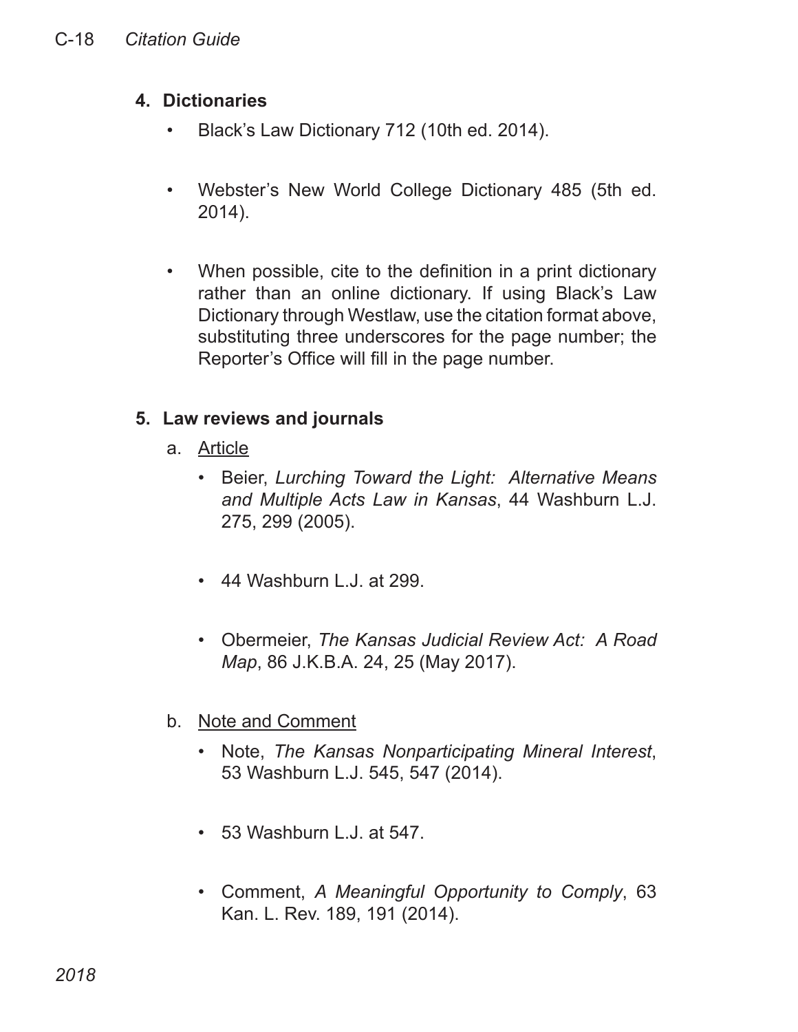## 4. Dictionaries

- Black's Law Dictionary 712 (10th ed. 2014).
- Webster's New World College Dictionary 485 (5th ed. 2014).
- When possible, cite to the definition in a print dictionary rather than an online dictionary. If using Black's Law Dictionary through Westlaw, use the citation format above, substituting three underscores for the page number; the Reporter's Office will fill in the page number.

## 5. Law reviews and journals

a. Article

- Beier, *Lurching Toward the Light: Alternative Means and Multiple Acts Law in Kansas*, 44 Washburn L.J. 275, 299 (2005).
- 44 Washburn L.J. at 299.
- Obermeier, *The Kansas Judicial Review Act: A Road Map*, 86 J.K.B.A. 24, 25 (May 2017).

b. Note and Comment

- Note, *The Kansas Nonparticipating Mineral Interest*, 53 Washburn L.J. 545, 547 (2014).
- 53 Washburn L.J. at 547.
- Comment, *A Meaningful Opportunity to Comply*, 63 Kan. L. Rev. 189, 191 (2014).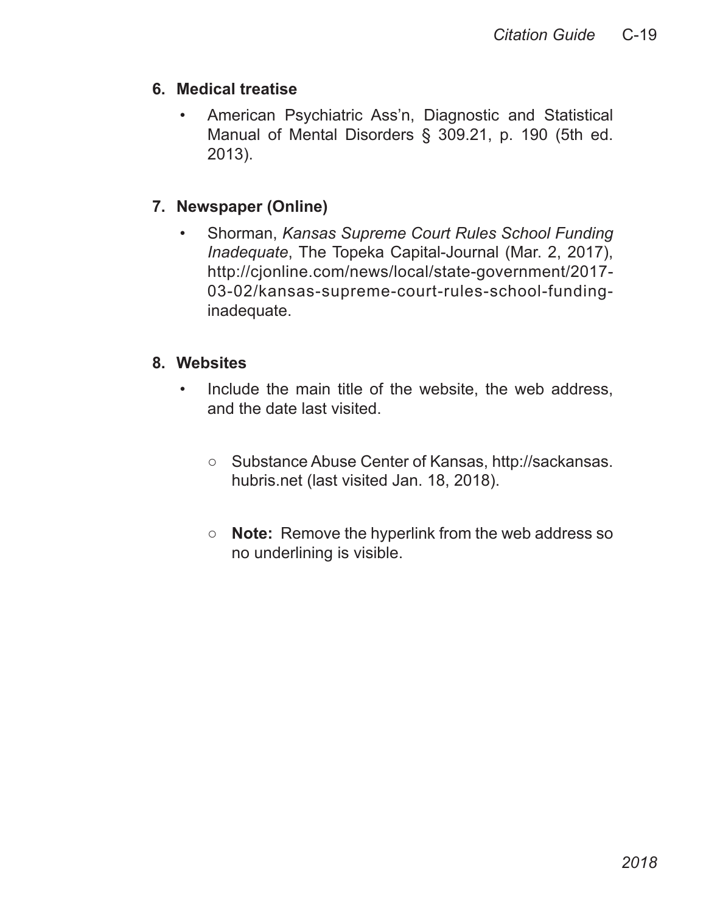## 6. Medical treatise

- American Psychiatric Ass'n, Diagnostic and Statistical Manual of Mental Disorders § 309.21, p. 190 (5th ed. 2013).

## 7. Newspaper (Online)

- Shorman, *Kansas Supreme Court Rules School Funding Inadequate*, The Topeka Capital-Journal (Mar. 2, 2017), http://cjonline.com/news/local/state-government/2017-03-02/kansas-supreme-court-rules-school-funding-inadequate.

## 8. Websites

- Include the main title of the website, the web address, and the date last visited.

    - Substance Abuse Center of Kansas, http://sackansas.hubris.net (last visited Jan. 18, 2018).

    - **Note:** Remove the hyperlink from the web address so no underlining is visible.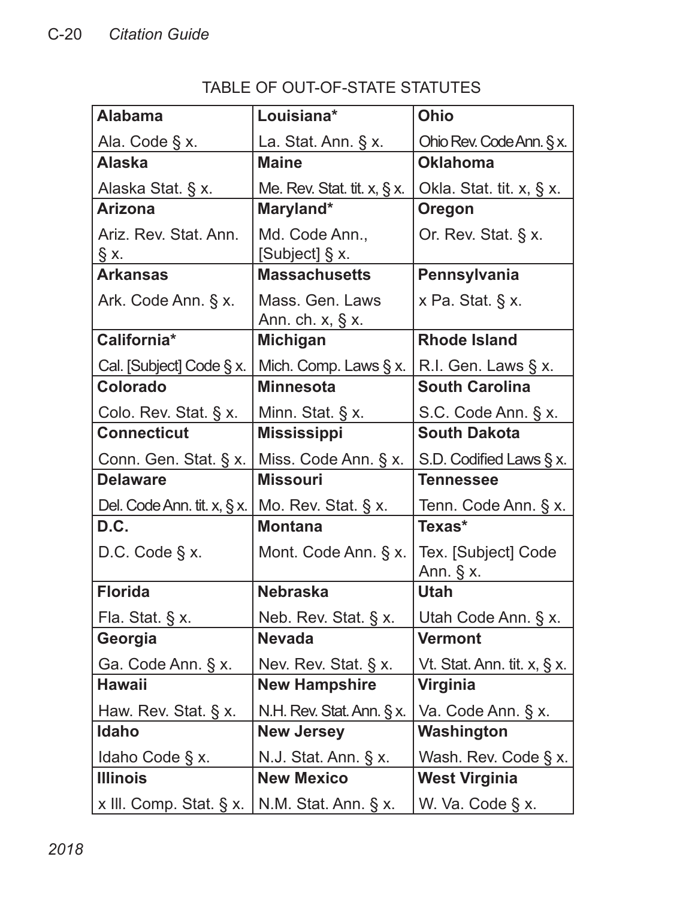TABLE OF OUT-OF-STATE STATUTES

| | | |
|---|---|---|
| **Alabama** | **Louisiana*** | **Ohio** |
| Ala. Code § x. | La. Stat. Ann. § x. | Ohio Rev. Code Ann. § x. |
| **Alaska** | **Maine** | **Oklahoma** |
| Alaska Stat. § x. | Me. Rev. Stat. tit. x, § x. | Okla. Stat. tit. x, § x. |
| **Arizona** | **Maryland*** | **Oregon** |
| Ariz. Rev. Stat. Ann. § x. | Md. Code Ann., [Subject] § x. | Or. Rev. Stat. § x. |
| **Arkansas** | **Massachusetts** | **Pennsylvania** |
| Ark. Code Ann. § x. | Mass. Gen. Laws Ann. ch. x, § x. | x Pa. Stat. § x. |
| **California*** | **Michigan** | **Rhode Island** |
| Cal. [Subject] Code § x. | Mich. Comp. Laws § x. | R.I. Gen. Laws § x. |
| **Colorado** | **Minnesota** | **South Carolina** |
| Colo. Rev. Stat. § x. | Minn. Stat. § x. | S.C. Code Ann. § x. |
| **Connecticut** | **Mississippi** | **South Dakota** |
| Conn. Gen. Stat. § x. | Miss. Code Ann. § x. | S.D. Codified Laws § x. |
| **Delaware** | **Missouri** | **Tennessee** |
| Del. Code Ann. tit. x, § x. | Mo. Rev. Stat. § x. | Tenn. Code Ann. § x. |
| **D.C.** | **Montana** | **Texas*** |
| D.C. Code § x. | Mont. Code Ann. § x. | Tex. [Subject] Code Ann. § x. |
| **Florida** | **Nebraska** | **Utah** |
| Fla. Stat. § x. | Neb. Rev. Stat. § x. | Utah Code Ann. § x. |
| **Georgia** | **Nevada** | **Vermont** |
| Ga. Code Ann. § x. | Nev. Rev. Stat. § x. | Vt. Stat. Ann. tit. x, § x. |
| **Hawaii** | **New Hampshire** | **Virginia** |
| Haw. Rev. Stat. § x. | N.H. Rev. Stat. Ann. § x. | Va. Code Ann. § x. |
| **Idaho** | **New Jersey** | **Washington** |
| Idaho Code § x. | N.J. Stat. Ann. § x. | Wash. Rev. Code § x. |
| **Illinois** | **New Mexico** | **West Virginia** |
| x Ill. Comp. Stat. § x. | N.M. Stat. Ann. § x. | W. Va. Code § x. |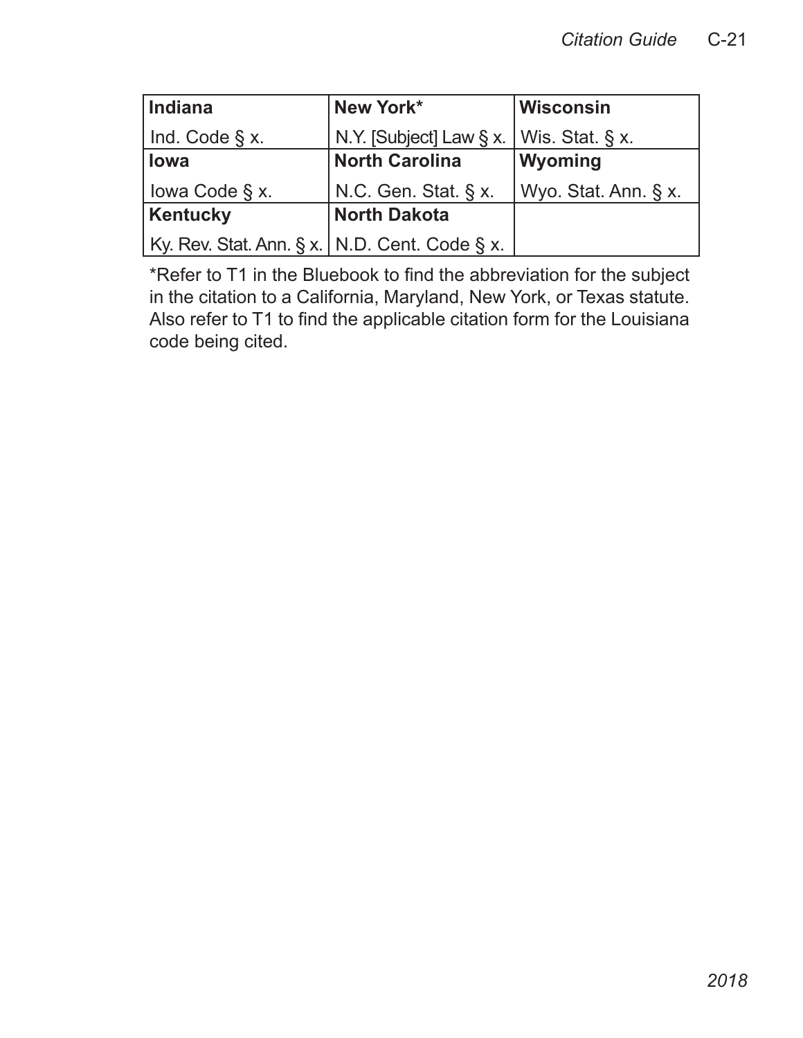| **Indiana** | **New York*** | **Wisconsin** |
|---|---|---|
| Ind. Code § x. | N.Y. [Subject] Law § x. | Wis. Stat. § x. |
| **Iowa** | **North Carolina** | **Wyoming** |
| Iowa Code § x. | N.C. Gen. Stat. § x. | Wyo. Stat. Ann. § x. |
| **Kentucky** | **North Dakota** | |
| Ky. Rev. Stat. Ann. § x. | N.D. Cent. Code § x. | |

*Refer to T1 in the Bluebook to find the abbreviation for the subject in the citation to a California, Maryland, New York, or Texas statute. Also refer to T1 to find the applicable citation form for the Louisiana code being cited.